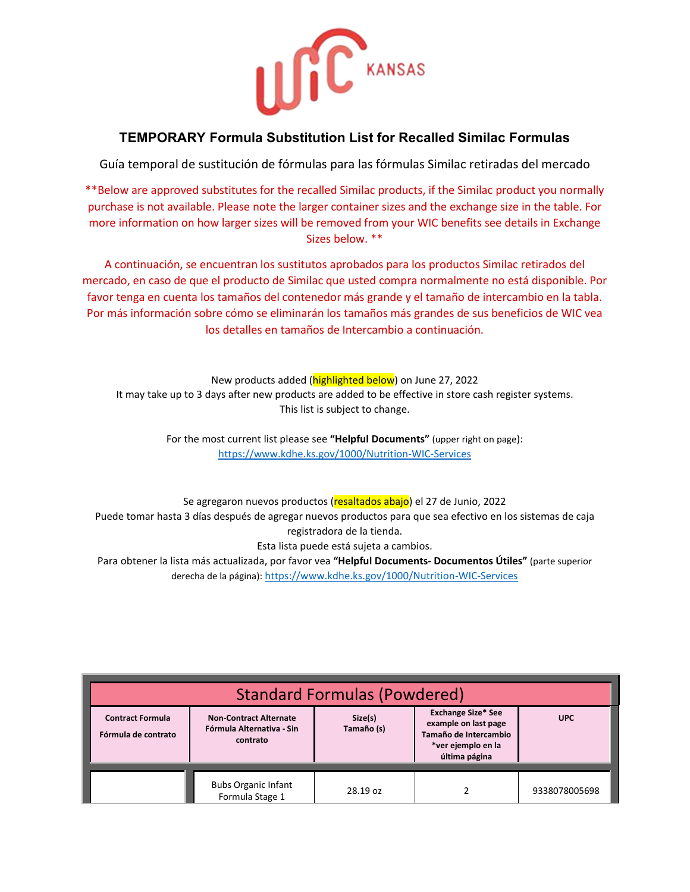WIC KANSAS

## TEMPORARY Formula Substitution List for Recalled Similac Formulas

Guía temporal de sustitución de fórmulas para las fórmulas Similac retiradas del mercado

**Below are approved substitutes for the recalled Similac products, if the Similac product you normally purchase is not available. Please note the larger container sizes and the exchange size in the table. For more information on how larger sizes will be removed from your WIC benefits see details in Exchange Sizes below. **

A continuación, se encuentran los sustitutos aprobados para los productos Similac retirados del mercado, en caso de que el producto de Similac que usted compra normalmente no está disponible. Por favor tenga en cuenta los tamaños del contenedor más grande y el tamaño de intercambio en la tabla. Por más información sobre cómo se eliminarán los tamaños más grandes de sus beneficios de WIC vea los detalles en tamaños de Intercambio a continuación.

New products added (highlighted below) on June 27, 2022
It may take up to 3 days after new products are added to be effective in store cash register systems.
This list is subject to change.

For the most current list please see **"Helpful Documents"** (upper right on page):
https://www.kdhe.ks.gov/1000/Nutrition-WIC-Services

Se agregaron nuevos productos (resaltados abajo) el 27 de Junio, 2022
Puede tomar hasta 3 días después de agregar nuevos productos para que sea efectivo en los sistemas de caja registradora de la tienda.
Esta lista puede está sujeta a cambios.
Para obtener la lista más actualizada, por favor vea **"Helpful Documents- Documentos Útiles"** (parte superior derecha de la página): https://www.kdhe.ks.gov/1000/Nutrition-WIC-Services

| Standard Formulas (Powdered) | | | | |
|---|---|---|---|---|
| **Contract Formula**<br>**Fórmula de contrato** | **Non-Contract Alternate**<br>**Fórmula Alternativa - Sin contrato** | **Size(s)**<br>**Tamaño (s)** | **Exchange Size* See example on last page**<br>**Tamaño de Intercambio *ver ejemplo en la última página** | **UPC** |
| | Bubs Organic Infant Formula Stage 1 | 28.19 oz | 2 | 9338078005698 |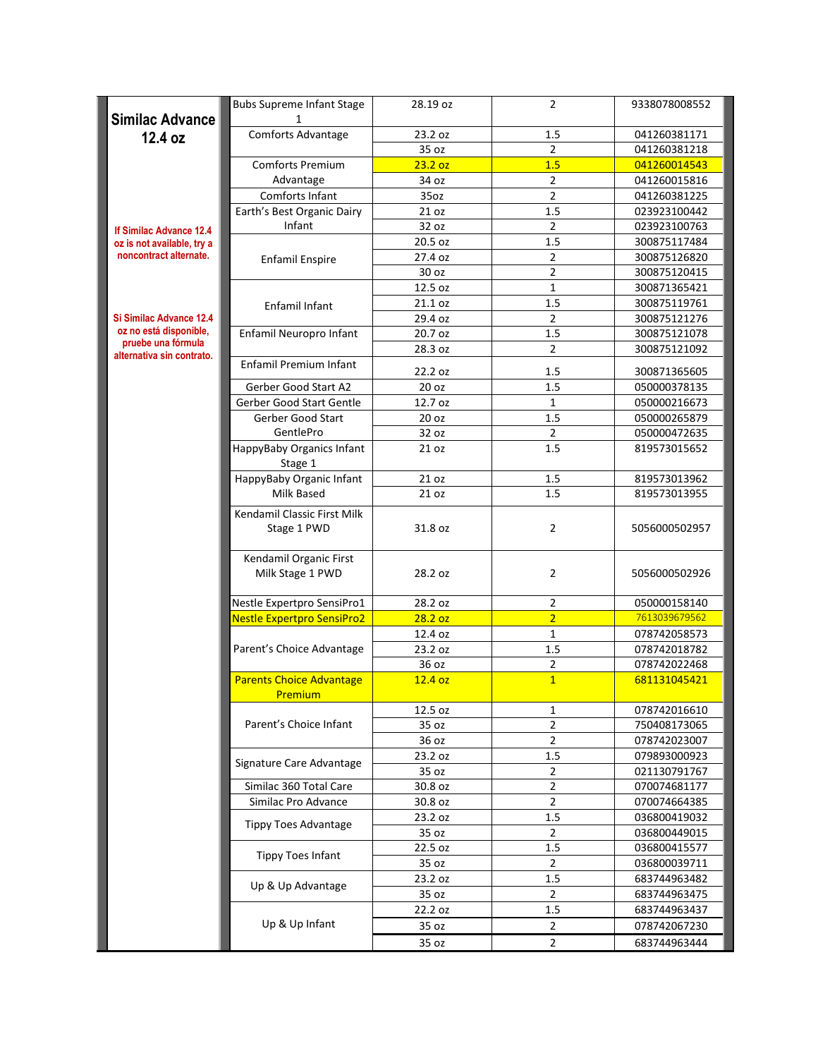| Similac Advance 12.4 oz | | | | |
|---|---|---|---|---|
| | Bubs Supreme Infant Stage 1 | 28.19 oz | 2 | 9338078008552 |
| | Comforts Advantage | 23.2 oz | 1.5 | 041260381171 |
| | | 35 oz | 2 | 041260381218 |
| | Comforts Premium Advantage | 23.2 oz | 1.5 | 041260014543 |
| | | 34 oz | 2 | 041260015816 |
| | Comforts Infant | 35oz | 2 | 041260381225 |
| | Earth's Best Organic Dairy Infant | 21 oz | 1.5 | 023923100442 |
| If Similac Advance 12.4 oz is not available, try a noncontract alternate. | | 32 oz | 2 | 023923100763 |
| | Enfamil Enspire | 20.5 oz | 1.5 | 300875117484 |
| | | 27.4 oz | 2 | 300875126820 |
| | | 30 oz | 2 | 300875120415 |
| | Enfamil Infant | 12.5 oz | 1 | 300871365421 |
| | | 21.1 oz | 1.5 | 300875119761 |
| Si Similac Advance 12.4 oz no está disponible, pruebe una fórmula alternativa sin contrato. | | 29.4 oz | 2 | 300875121276 |
| | Enfamil Neuropro Infant | 20.7 oz | 1.5 | 300875121078 |
| | | 28.3 oz | 2 | 300875121092 |
| | Enfamil Premium Infant | 22.2 oz | 1.5 | 300871365605 |
| | Gerber Good Start A2 | 20 oz | 1.5 | 050000378135 |
| | Gerber Good Start Gentle | 12.7 oz | 1 | 050000216673 |
| | Gerber Good Start GentlePro | 20 oz | 1.5 | 050000265879 |
| | | 32 oz | 2 | 050000472635 |
| | HappyBaby Organics Infant Stage 1 | 21 oz | 1.5 | 819573015652 |
| | HappyBaby Organic Infant Milk Based | 21 oz | 1.5 | 819573013962 |
| | | 21 oz | 1.5 | 819573013955 |
| | Kendamil Classic First Milk Stage 1 PWD | 31.8 oz | 2 | 5056000502957 |
| | Kendamil Organic First Milk Stage 1 PWD | 28.2 oz | 2 | 5056000502926 |
| | Nestle Expertpro SensiPro1 | 28.2 oz | 2 | 050000158140 |
| | Nestle Expertpro SensiPro2 | 28.2 oz | 2 | 7613039679562 |
| | Parent's Choice Advantage | 12.4 oz | 1 | 078742058573 |
| | | 23.2 oz | 1.5 | 078742018782 |
| | | 36 oz | 2 | 078742022468 |
| | Parents Choice Advantage Premium | 12.4 oz | 1 | 681131045421 |
| | Parent's Choice Infant | 12.5 oz | 1 | 078742016610 |
| | | 35 oz | 2 | 750408173065 |
| | | 36 oz | 2 | 078742023007 |
| | Signature Care Advantage | 23.2 oz | 1.5 | 079893000923 |
| | | 35 oz | 2 | 021130791767 |
| | Similac 360 Total Care | 30.8 oz | 2 | 070074681177 |
| | Similac Pro Advance | 30.8 oz | 2 | 070074664385 |
| | Tippy Toes Advantage | 23.2 oz | 1.5 | 036800419032 |
| | | 35 oz | 2 | 036800449015 |
| | Tippy Toes Infant | 22.5 oz | 1.5 | 036800415577 |
| | | 35 oz | 2 | 036800039711 |
| | Up & Up Advantage | 23.2 oz | 1.5 | 683744963482 |
| | | 35 oz | 2 | 683744963475 |
| | Up & Up Infant | 22.2 oz | 1.5 | 683744963437 |
| | | 35 oz | 2 | 078742067230 |
| | | 35 oz | 2 | 683744963444 |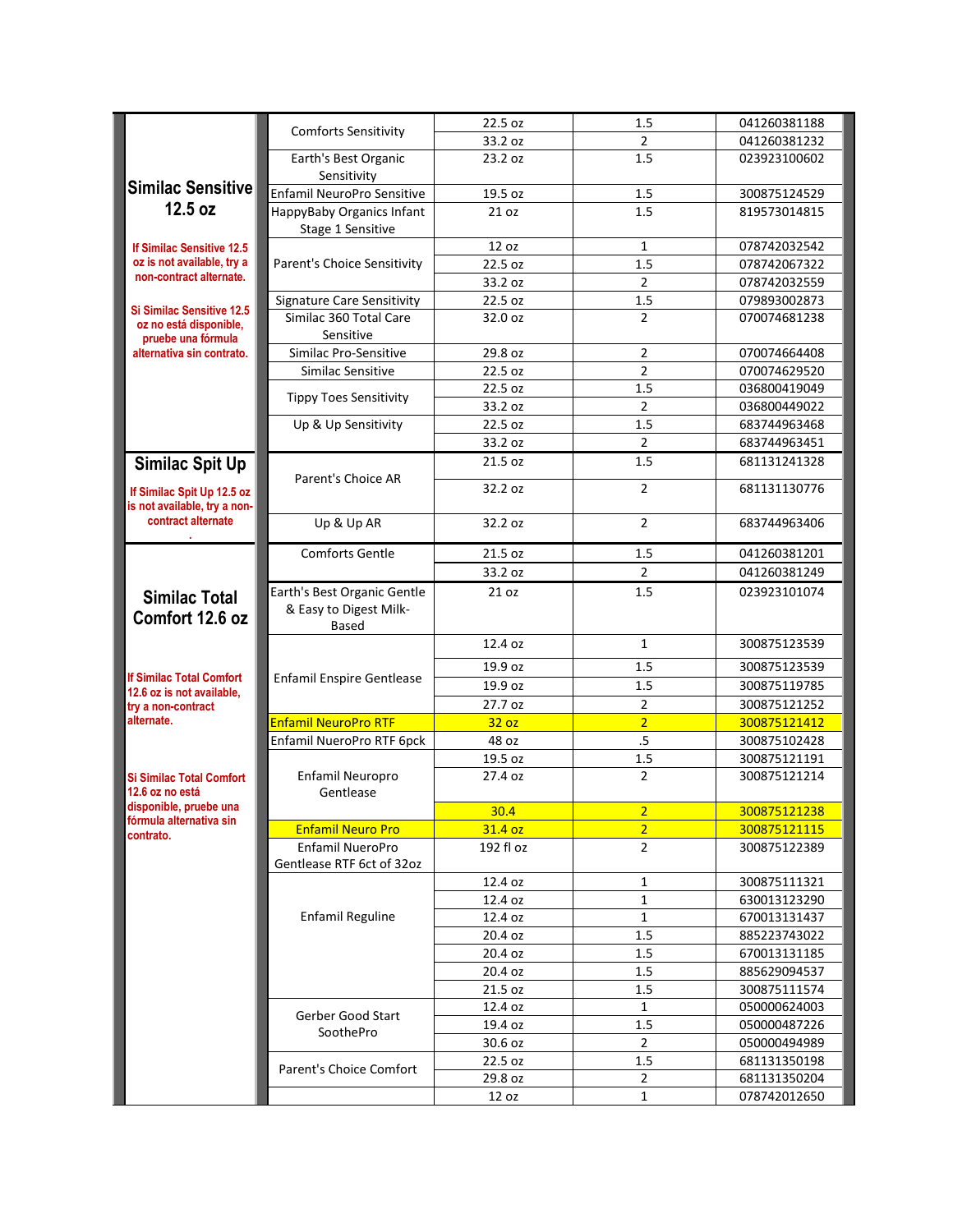| Contract Formula | Alternate Formula | Size | Cans | UPC |
|---|---|---|---|---|
| **Similac Sensitive 12.5 oz**<br>If Similac Sensitive 12.5 oz is not available, try a non-contract alternate.<br>Si Similac Sensitive 12.5 oz no está disponible, pruebe una fórmula alternativa sin contrato. | Comforts Sensitivity | 22.5 oz | 1.5 | 041260381188 |
| | | 33.2 oz | 2 | 041260381232 |
| | Earth's Best Organic Sensitivity | 23.2 oz | 1.5 | 023923100602 |
| | Enfamil NeuroPro Sensitive | 19.5 oz | 1.5 | 300875124529 |
| | HappyBaby Organics Infant Stage 1 Sensitive | 21 oz | 1.5 | 819573014815 |
| | Parent's Choice Sensitivity | 12 oz | 1 | 078742032542 |
| | | 22.5 oz | 1.5 | 078742067322 |
| | | 33.2 oz | 2 | 078742032559 |
| | Signature Care Sensitivity | 22.5 oz | 1.5 | 079893002873 |
| | Similac 360 Total Care Sensitive | 32.0 oz | 2 | 070074681238 |
| | Similac Pro-Sensitive | 29.8 oz | 2 | 070074664408 |
| | Similac Sensitive | 22.5 oz | 2 | 070074629520 |
| | Tippy Toes Sensitivity | 22.5 oz | 1.5 | 036800419049 |
| | | 33.2 oz | 2 | 036800449022 |
| | Up & Up Sensitivity | 22.5 oz | 1.5 | 683744963468 |
| | | 33.2 oz | 2 | 683744963451 |
| **Similac Spit Up**<br>If Similac Spit Up 12.5 oz is not available, try a non-contract alternate | Parent's Choice AR | 21.5 oz | 1.5 | 681131241328 |
| | | 32.2 oz | 2 | 681131130776 |
| | Up & Up AR | 32.2 oz | 2 | 683744963406 |
| **Similac Total Comfort 12.6 oz**<br>If Similac Total Comfort 12.6 oz is not available, try a non-contract alternate.<br>Si Similac Total Comfort 12.6 oz no está disponible, pruebe una fórmula alternativa sin contrato. | Comforts Gentle | 21.5 oz | 1.5 | 041260381201 |
| | | 33.2 oz | 2 | 041260381249 |
| | Earth's Best Organic Gentle & Easy to Digest Milk-Based | 21 oz | 1.5 | 023923101074 |
| | Enfamil Enspire Gentlease | 12.4 oz | 1 | 300875123539 |
| | | 19.9 oz | 1.5 | 300875123539 |
| | | 19.9 oz | 1.5 | 300875119785 |
| | | 27.7 oz | 2 | 300875121252 |
| | Enfamil NeuroPro RTF | 32 oz | 2 | 300875121412 |
| | Enfamil NueroPro RTF 6pck | 48 oz | .5 | 300875102428 |
| | Enfamil Neuropro Gentlease | 19.5 oz | 1.5 | 300875121191 |
| | | 27.4 oz | 2 | 300875121214 |
| | | 30.4 | 2 | 300875121238 |
| | Enfamil Neuro Pro | 31.4 oz | 2 | 300875121115 |
| | Enfamil NueroPro Gentlease RTF 6ct of 32oz | 192 fl oz | 2 | 300875122389 |
| | Enfamil Reguline | 12.4 oz | 1 | 300875111321 |
| | | 12.4 oz | 1 | 630013123290 |
| | | 12.4 oz | 1 | 670013131437 |
| | | 20.4 oz | 1.5 | 885223743022 |
| | | 20.4 oz | 1.5 | 670013131185 |
| | | 20.4 oz | 1.5 | 885629094537 |
| | | 21.5 oz | 1.5 | 300875111574 |
| | Gerber Good Start SoothePro | 12.4 oz | 1 | 050000624003 |
| | | 19.4 oz | 1.5 | 050000487226 |
| | | 30.6 oz | 2 | 050000494989 |
| | Parent's Choice Comfort | 22.5 oz | 1.5 | 681131350198 |
| | | 29.8 oz | 2 | 681131350204 |
| | | 12 oz | 1 | 078742012650 |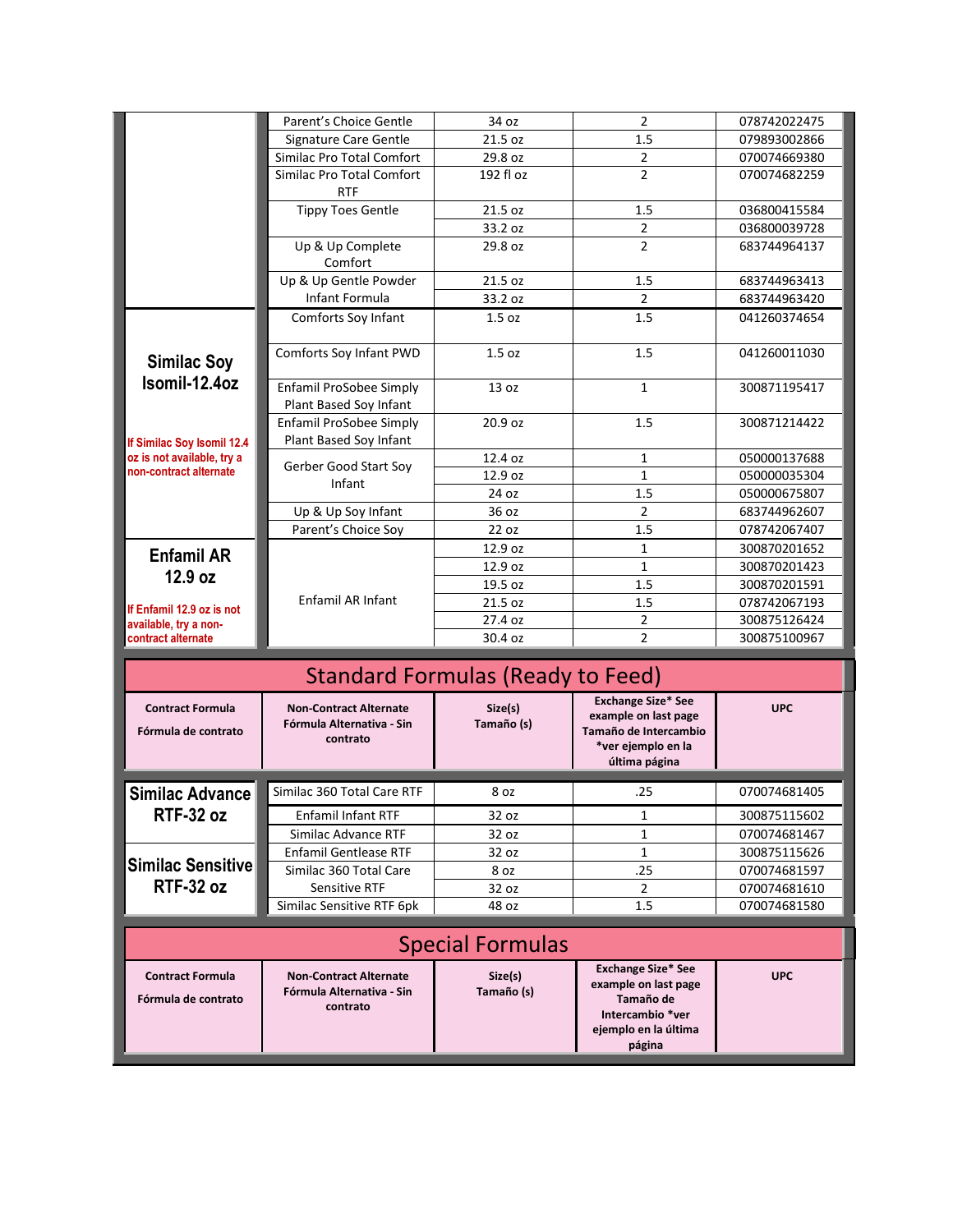| Contract Formula | Non-Contract Alternate | Size(s) | Exchange Size | UPC |
|---|---|---|---|---|
| | Parent's Choice Gentle | 34 oz | 2 | 078742022475 |
| | Signature Care Gentle | 21.5 oz | 1.5 | 079893002866 |
| | Similac Pro Total Comfort | 29.8 oz | 2 | 070074669380 |
| | Similac Pro Total Comfort RTF | 192 fl oz | 2 | 070074682259 |
| | Tippy Toes Gentle | 21.5 oz | 1.5 | 036800415584 |
| | | 33.2 oz | 2 | 036800039728 |
| | Up & Up Complete Comfort | 29.8 oz | 2 | 683744964137 |
| | Up & Up Gentle Powder Infant Formula | 21.5 oz | 1.5 | 683744963413 |
| | | 33.2 oz | 2 | 683744963420 |
| **Similac Soy Isomil-12.4oz** If Similac Soy Isomil 12.4 oz is not available, try a non-contract alternate | Comforts Soy Infant | 1.5 oz | 1.5 | 041260374654 |
| | Comforts Soy Infant PWD | 1.5 oz | 1.5 | 041260011030 |
| | Enfamil ProSobee Simply Plant Based Soy Infant | 13 oz | 1 | 300871195417 |
| | Enfamil ProSobee Simply Plant Based Soy Infant | 20.9 oz | 1.5 | 300871214422 |
| | Gerber Good Start Soy Infant | 12.4 oz | 1 | 050000137688 |
| | | 12.9 oz | 1 | 050000035304 |
| | | 24 oz | 1.5 | 050000675807 |
| | Up & Up Soy Infant | 36 oz | 2 | 683744962607 |
| | Parent's Choice Soy | 22 oz | 1.5 | 078742067407 |
| **Enfamil AR 12.9 oz** If Enfamil 12.9 oz is not available, try a non-contract alternate | Enfamil AR Infant | 12.9 oz | 1 | 300870201652 |
| | | 12.9 oz | 1 | 300870201423 |
| | | 19.5 oz | 1.5 | 300870201591 |
| | | 21.5 oz | 1.5 | 078742067193 |
| | | 27.4 oz | 2 | 300875126424 |
| | | 30.4 oz | 2 | 300875100967 |

## Standard Formulas (Ready to Feed)

| Contract Formula<br>Fórmula de contrato | Non-Contract Alternate<br>Fórmula Alternativa - Sin contrato | Size(s)<br>Tamaño (s) | Exchange Size* See example on last page<br>Tamaño de Intercambio *ver ejemplo en la última página | UPC |
|---|---|---|---|---|
| **Similac Advance RTF-32 oz** | Similac 360 Total Care RTF | 8 oz | .25 | 070074681405 |
| | Enfamil Infant RTF | 32 oz | 1 | 300875115602 |
| | Similac Advance RTF | 32 oz | 1 | 070074681467 |
| **Similac Sensitive RTF-32 oz** | Enfamil Gentlease RTF | 32 oz | 1 | 300875115626 |
| | Similac 360 Total Care Sensitive RTF | 8 oz | .25 | 070074681597 |
| | | 32 oz | 2 | 070074681610 |
| | Similac Sensitive RTF 6pk | 48 oz | 1.5 | 070074681580 |

## Special Formulas

| Contract Formula<br>Fórmula de contrato | Non-Contract Alternate<br>Fórmula Alternativa - Sin contrato | Size(s)<br>Tamaño (s) | Exchange Size* See example on last page<br>Tamaño de Intercambio *ver ejemplo en la última página | UPC |
|---|---|---|---|---|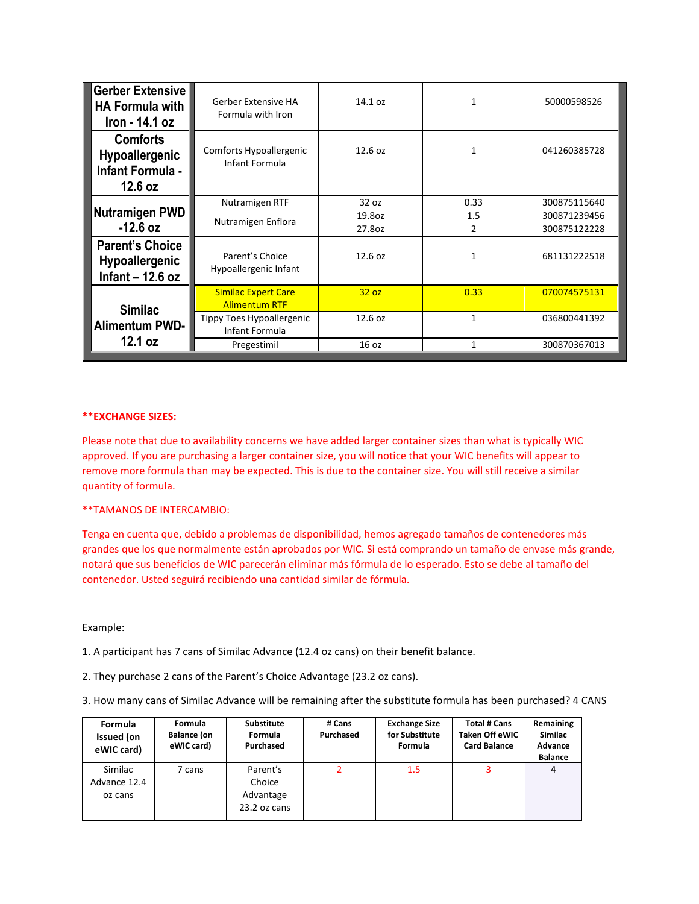| | | | | |
|---|---|---|---|---|
| **Gerber Extensive HA Formula with Iron - 14.1 oz** | Gerber Extensive HA Formula with Iron | 14.1 oz | 1 | 50000598526 |
| **Comforts Hypoallergenic Infant Formula - 12.6 oz** | Comforts Hypoallergenic Infant Formula | 12.6 oz | 1 | 041260385728 |
| **Nutramigen PWD -12.6 oz** | Nutramigen RTF | 32 oz | 0.33 | 300875115640 |
| | Nutramigen Enflora | 19.8oz | 1.5 | 300871239456 |
| | | 27.8oz | 2 | 300875122228 |
| **Parent's Choice Hypoallergenic Infant – 12.6 oz** | Parent's Choice Hypoallergenic Infant | 12.6 oz | 1 | 681131222518 |
| **Similac Alimentum PWD- 12.1 oz** | Similac Expert Care Alimentum RTF | 32 oz | 0.33 | 070074575131 |
| | Tippy Toes Hypoallergenic Infant Formula | 12.6 oz | 1 | 036800441392 |
| | Pregestimil | 16 oz | 1 | 300870367013 |

**EXCHANGE SIZES:**

Please note that due to availability concerns we have added larger container sizes than what is typically WIC approved. If you are purchasing a larger container size, you will notice that your WIC benefits will appear to remove more formula than may be expected. This is due to the container size. You will still receive a similar quantity of formula.

**TAMANOS DE INTERCAMBIO:

Tenga en cuenta que, debido a problemas de disponibilidad, hemos agregado tamaños de contenedores más grandes que los que normalmente están aprobados por WIC. Si está comprando un tamaño de envase más grande, notará que sus beneficios de WIC parecerán eliminar más fórmula de lo esperado. Esto se debe al tamaño del contenedor. Usted seguirá recibiendo una cantidad similar de fórmula.

Example:

1. A participant has 7 cans of Similac Advance (12.4 oz cans) on their benefit balance.
2. They purchase 2 cans of the Parent's Choice Advantage (23.2 oz cans).
3. How many cans of Similac Advance will be remaining after the substitute formula has been purchased? 4 CANS

| Formula Issued (on eWIC card) | Formula Balance (on eWIC card) | Substitute Formula Purchased | # Cans Purchased | Exchange Size for Substitute Formula | Total # Cans Taken Off eWIC Card Balance | Remaining Similac Advance Balance |
|---|---|---|---|---|---|---|
| Similac Advance 12.4 oz cans | 7 cans | Parent's Choice Advantage 23.2 oz cans | 2 | 1.5 | 3 | 4 |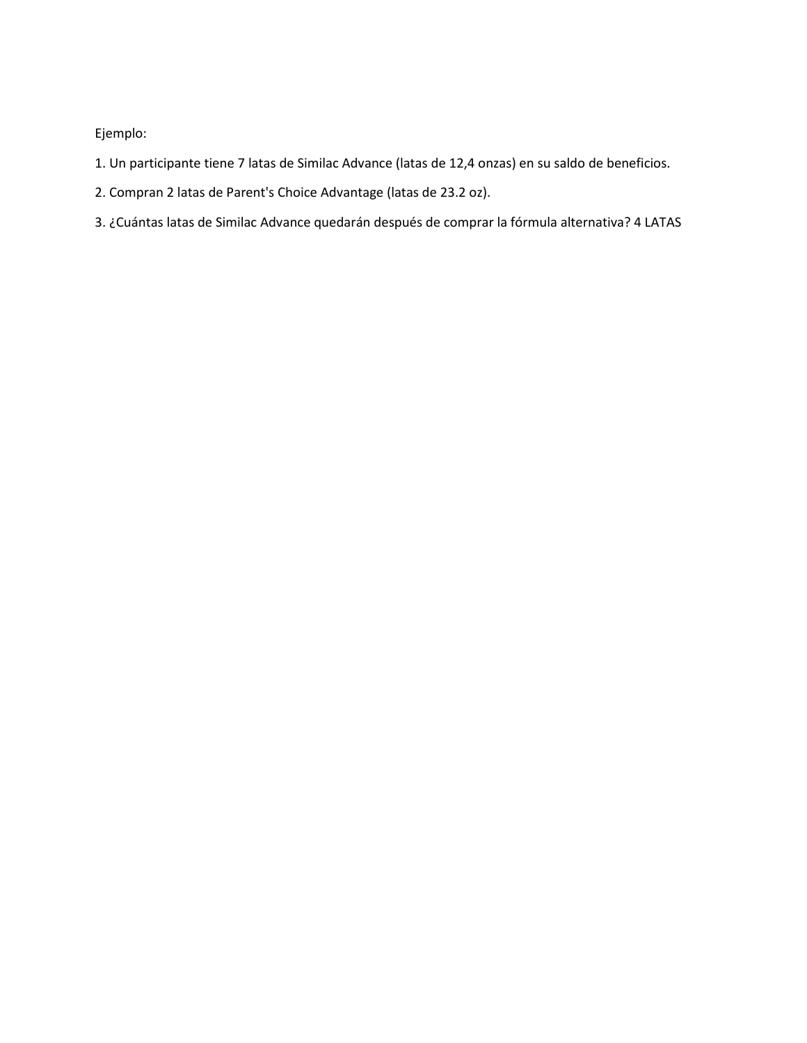Ejemplo:

1. Un participante tiene 7 latas de Similac Advance (latas de 12,4 onzas) en su saldo de beneficios.
2. Compran 2 latas de Parent's Choice Advantage (latas de 23.2 oz).
3. ¿Cuántas latas de Similac Advance quedarán después de comprar la fórmula alternativa? 4 LATAS